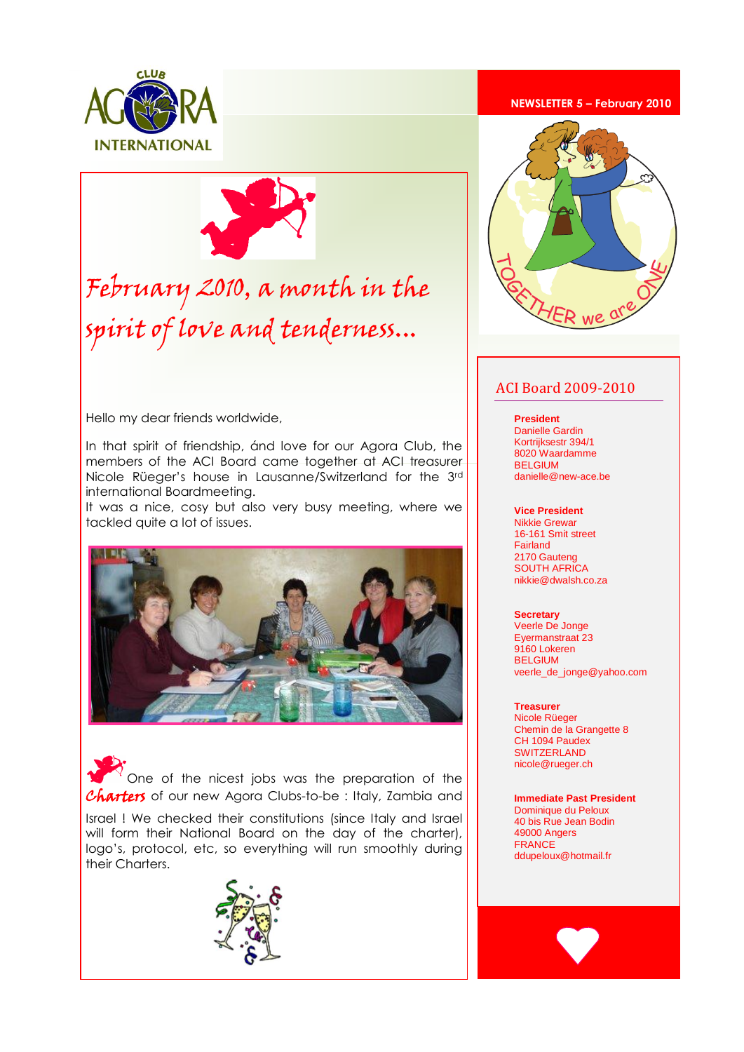CLUB AGORA INTERNATIONAL

NEWSLETTER 5 – February 2010

# February 2010, a month in the spirit of love and tenderness...

Hello my dear friends worldwide,

In that spirit of friendship, ánd love for our Agora Club, the members of the ACI Board came together at ACI treasurer Nicole Rüeger's house in Lausanne/Switzerland for the 3rd international Boardmeeting.

It was a nice, cosy but also very busy meeting, where we tackled quite a lot of issues.

One of the nicest jobs was the preparation of the *Charters* of our new Agora Clubs-to-be : Italy, Zambia and Israel ! We checked their constitutions (since Italy and Israel will form their National Board on the day of the charter), logo's, protocol, etc, so everything will run smoothly during their Charters.

TOGETHER we are ONE

## ACI Board 2009-2010

**President**
Danielle Gardin
Kortrijksestr 394/1
8020 Waardamme
BELGIUM
danielle@new-ace.be

**Vice President**
Nikkie Grewar
16-161 Smit street
Fairland
2170 Gauteng
SOUTH AFRICA
nikkie@dwalsh.co.za

**Secretary**
Veerle De Jonge
Eyermanstraat 23
9160 Lokeren
BELGIUM
veerle_de_jonge@yahoo.com

**Treasurer**
Nicole Rüeger
Chemin de la Grangette 8
CH 1094 Paudex
SWITZERLAND
nicole@rueger.ch

**Immediate Past President**
Dominique du Peloux
40 bis Rue Jean Bodin
49000 Angers
FRANCE
ddupeloux@hotmail.fr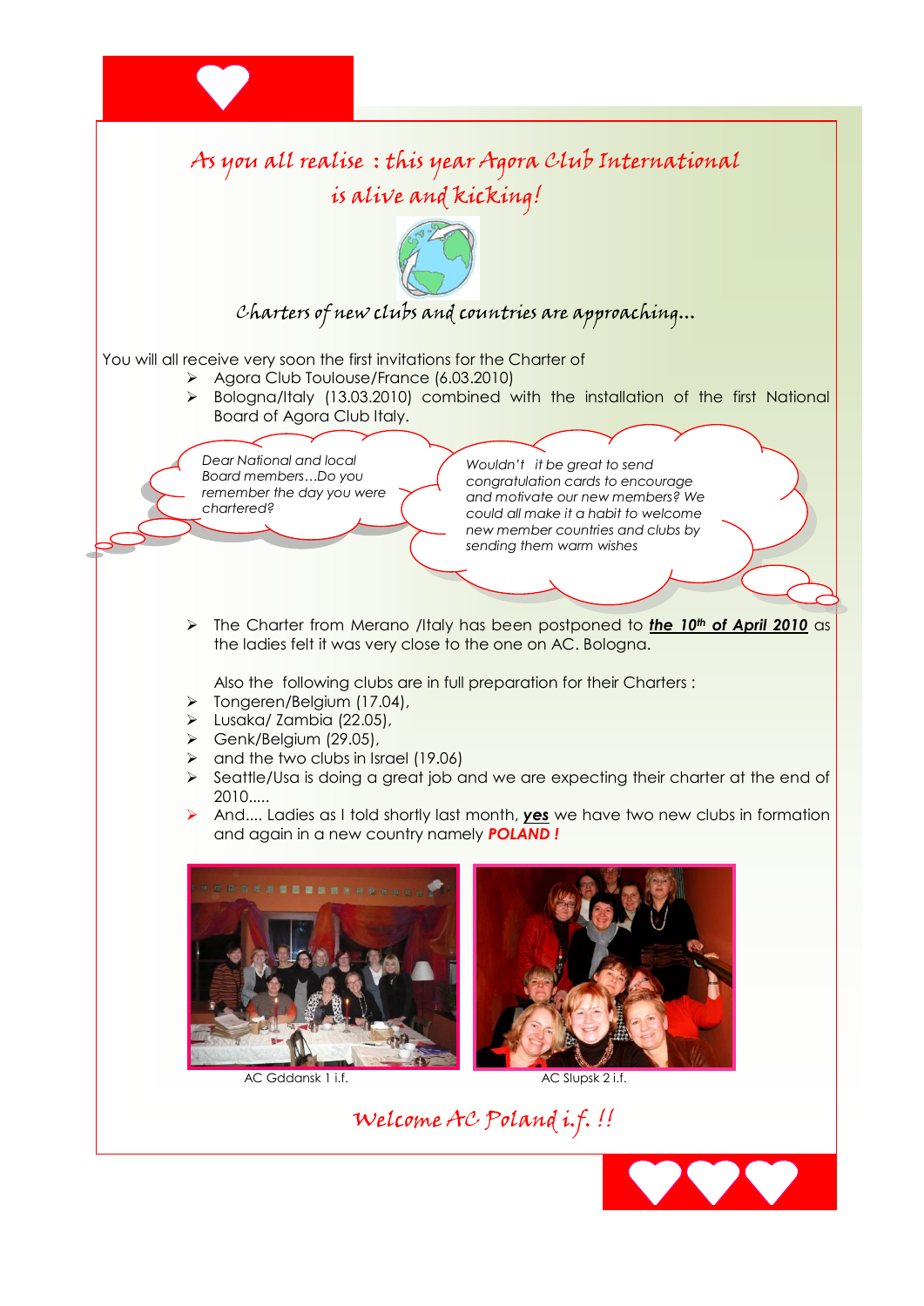# *As you all realise : this year Agora Club International is alive and kicking!*

## *Charters of new clubs and countries are approaching…*

You will all receive very soon the first invitations for the Charter of

- Agora Club Toulouse/France (6.03.2010)
- Bologna/Italy (13.03.2010) combined with the installation of the first National Board of Agora Club Italy.

*Dear National and local Board members…Do you remember the day you were chartered?*

*Wouldn't it be great to send congratulation cards to encourage and motivate our new members? We could all make it a habit to welcome new member countries and clubs by sending them warm wishes*

- The Charter from Merano /Italy has been postponed to ***the 10th of April 2010*** as the ladies felt it was very close to the one on AC. Bologna.

  Also the following clubs are in full preparation for their Charters :

- Tongeren/Belgium (17.04),
- Lusaka/ Zambia (22.05),
- Genk/Belgium (29.05),
- and the two clubs in Israel (19.06)
- Seattle/Usa is doing a great job and we are expecting their charter at the end of 2010.....
- And.... Ladies as I told shortly last month, ***yes*** we have two new clubs in formation and again in a new country namely ***POLAND !***

AC Gddansk 1 i.f.

AC Slupsk 2 i.f.

*Welcome AC Poland i.f. !!*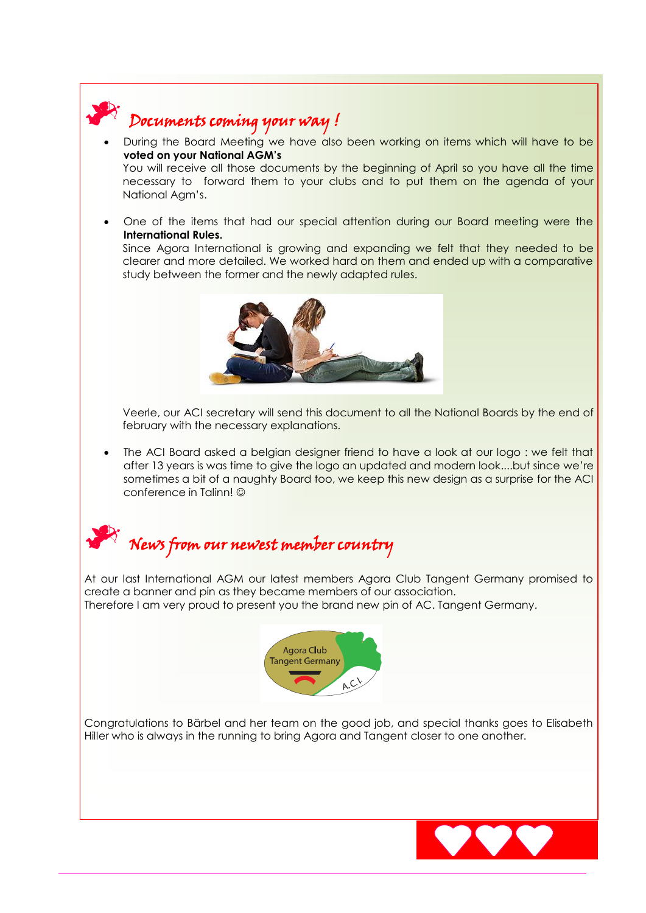## *Documents coming your way !*

- During the Board Meeting we have also been working on items which will have to be **voted on your National AGM's**
  You will receive all those documents by the beginning of April so you have all the time necessary to forward them to your clubs and to put them on the agenda of your National Agm's.

- One of the items that had our special attention during our Board meeting were the **International Rules.**
  Since Agora International is growing and expanding we felt that they needed to be clearer and more detailed. We worked hard on them and ended up with a comparative study between the former and the newly adapted rules.

  Veerle, our ACI secretary will send this document to all the National Boards by the end of february with the necessary explanations.

- The ACI Board asked a belgian designer friend to have a look at our logo : we felt that after 13 years is was time to give the logo an updated and modern look....but since we're sometimes a bit of a naughty Board too, we keep this new design as a surprise for the ACI conference in Talinn! ☺

## *News from our newest member country*

At our last International AGM our latest members Agora Club Tangent Germany promised to create a banner and pin as they became members of our association.
Therefore I am very proud to present you the brand new pin of AC. Tangent Germany.

Congratulations to Bärbel and her team on the good job, and special thanks goes to Elisabeth Hiller who is always in the running to bring Agora and Tangent closer to one another.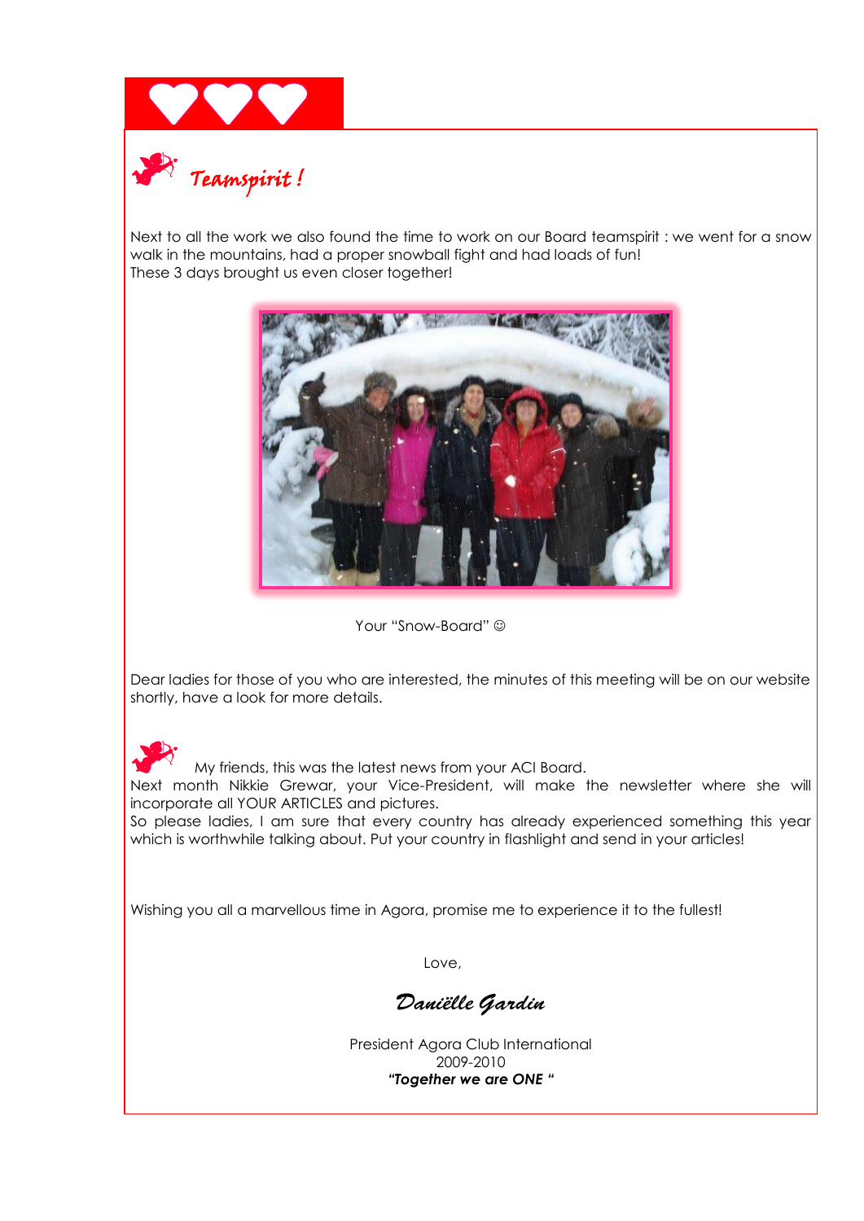## *Teamspirit !*

Next to all the work we also found the time to work on our Board teamspirit : we went for a snow walk in the mountains, had a proper snowball fight and had loads of fun!
These 3 days brought us even closer together!

Your "Snow-Board" ☺

Dear ladies for those of you who are interested, the minutes of this meeting will be on our website shortly, have a look for more details.

My friends, this was the latest news from your ACI Board.
Next month Nikkie Grewar, your Vice-President, will make the newsletter where she will incorporate all YOUR ARTICLES and pictures.
So please ladies, I am sure that every country has already experienced something this year which is worthwhile talking about. Put your country in flashlight and send in your articles!

Wishing you all a marvellous time in Agora, promise me to experience it to the fullest!

Love,

*Daniëlle Gardin*

President Agora Club International
2009-2010
***"Together we are ONE "***